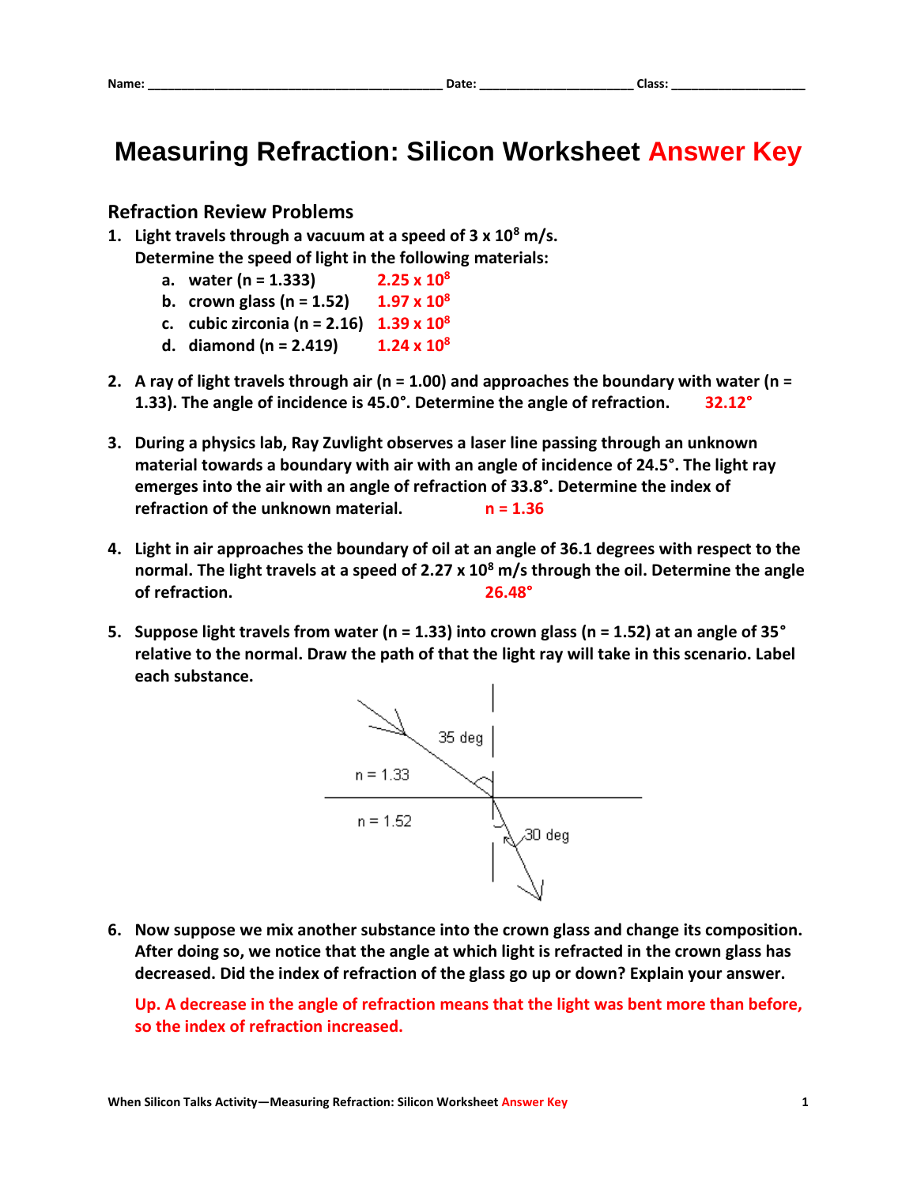Name: ________________________________________ Date: _____________________ Class: ___________________

# Measuring Refraction: Silicon Worksheet Answer Key

## Refraction Review Problems

1. **Light travels through a vacuum at a speed of $3 \times 10^8$ m/s. Determine the speed of light in the following materials:**
   a. **water (n = 1.333)** $2.25 \times 10^8$
   b. **crown glass (n = 1.52)** $1.97 \times 10^8$
   c. **cubic zirconia (n = 2.16)** $1.39 \times 10^8$
   d. **diamond (n = 2.419)** $1.24 \times 10^8$

2. **A ray of light travels through air (n = 1.00) and approaches the boundary with water (n = 1.33). The angle of incidence is 45.0°. Determine the angle of refraction.** 32.12°

3. **During a physics lab, Ray Zuvlight observes a laser line passing through an unknown material towards a boundary with air with an angle of incidence of 24.5°. The light ray emerges into the air with an angle of refraction of 33.8°. Determine the index of refraction of the unknown material.** n = 1.36

4. **Light in air approaches the boundary of oil at an angle of 36.1 degrees with respect to the normal. The light travels at a speed of $2.27 \times 10^8$ m/s through the oil. Determine the angle of refraction.** 26.48°

5. **Suppose light travels from water (n = 1.33) into crown glass (n = 1.52) at an angle of 35° relative to the normal. Draw the path of that the light ray will take in this scenario. Label each substance.**

   35 deg
   n = 1.33
   n = 1.52
   30 deg

6. **Now suppose we mix another substance into the crown glass and change its composition. After doing so, we notice that the angle at which light is refracted in the crown glass has decreased. Did the index of refraction of the glass go up or down? Explain your answer.**

   Up. A decrease in the angle of refraction means that the light was bent more than before, so the index of refraction increased.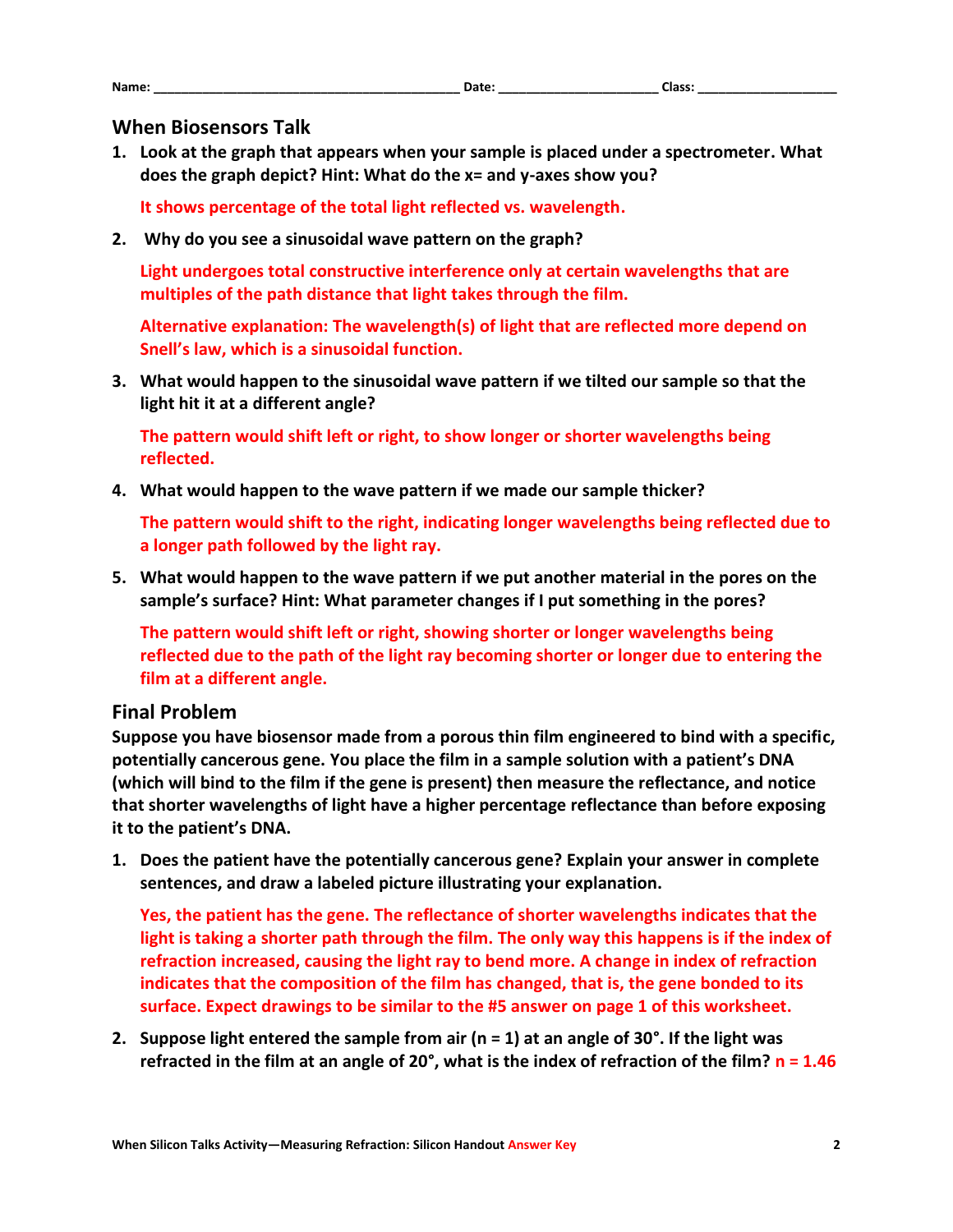Name: ________________________________________ Date: _____________________ Class: ___________________

## When Biosensors Talk

1. **Look at the graph that appears when your sample is placed under a spectrometer. What does the graph depict? Hint: What do the x= and y-axes show you?**

   **It shows percentage of the total light reflected vs. wavelength.**

2. **Why do you see a sinusoidal wave pattern on the graph?**

   **Light undergoes total constructive interference only at certain wavelengths that are multiples of the path distance that light takes through the film.**

   **Alternative explanation: The wavelength(s) of light that are reflected more depend on Snell's law, which is a sinusoidal function.**

3. **What would happen to the sinusoidal wave pattern if we tilted our sample so that the light hit it at a different angle?**

   **The pattern would shift left or right, to show longer or shorter wavelengths being reflected.**

4. **What would happen to the wave pattern if we made our sample thicker?**

   **The pattern would shift to the right, indicating longer wavelengths being reflected due to a longer path followed by the light ray.**

5. **What would happen to the wave pattern if we put another material in the pores on the sample's surface? Hint: What parameter changes if I put something in the pores?**

   **The pattern would shift left or right, showing shorter or longer wavelengths being reflected due to the path of the light ray becoming shorter or longer due to entering the film at a different angle.**

## Final Problem

**Suppose you have biosensor made from a porous thin film engineered to bind with a specific, potentially cancerous gene. You place the film in a sample solution with a patient's DNA (which will bind to the film if the gene is present) then measure the reflectance, and notice that shorter wavelengths of light have a higher percentage reflectance than before exposing it to the patient's DNA.**

1. **Does the patient have the potentially cancerous gene? Explain your answer in complete sentences, and draw a labeled picture illustrating your explanation.**

   **Yes, the patient has the gene. The reflectance of shorter wavelengths indicates that the light is taking a shorter path through the film. The only way this happens is if the index of refraction increased, causing the light ray to bend more. A change in index of refraction indicates that the composition of the film has changed, that is, the gene bonded to its surface. Expect drawings to be similar to the #5 answer on page 1 of this worksheet.**

2. **Suppose light entered the sample from air ($n = 1$) at an angle of 30°. If the light was refracted in the film at an angle of 20°, what is the index of refraction of the film?** **$n = 1.46$**

When Silicon Talks Activity—Measuring Refraction: Silicon Handout Answer Key